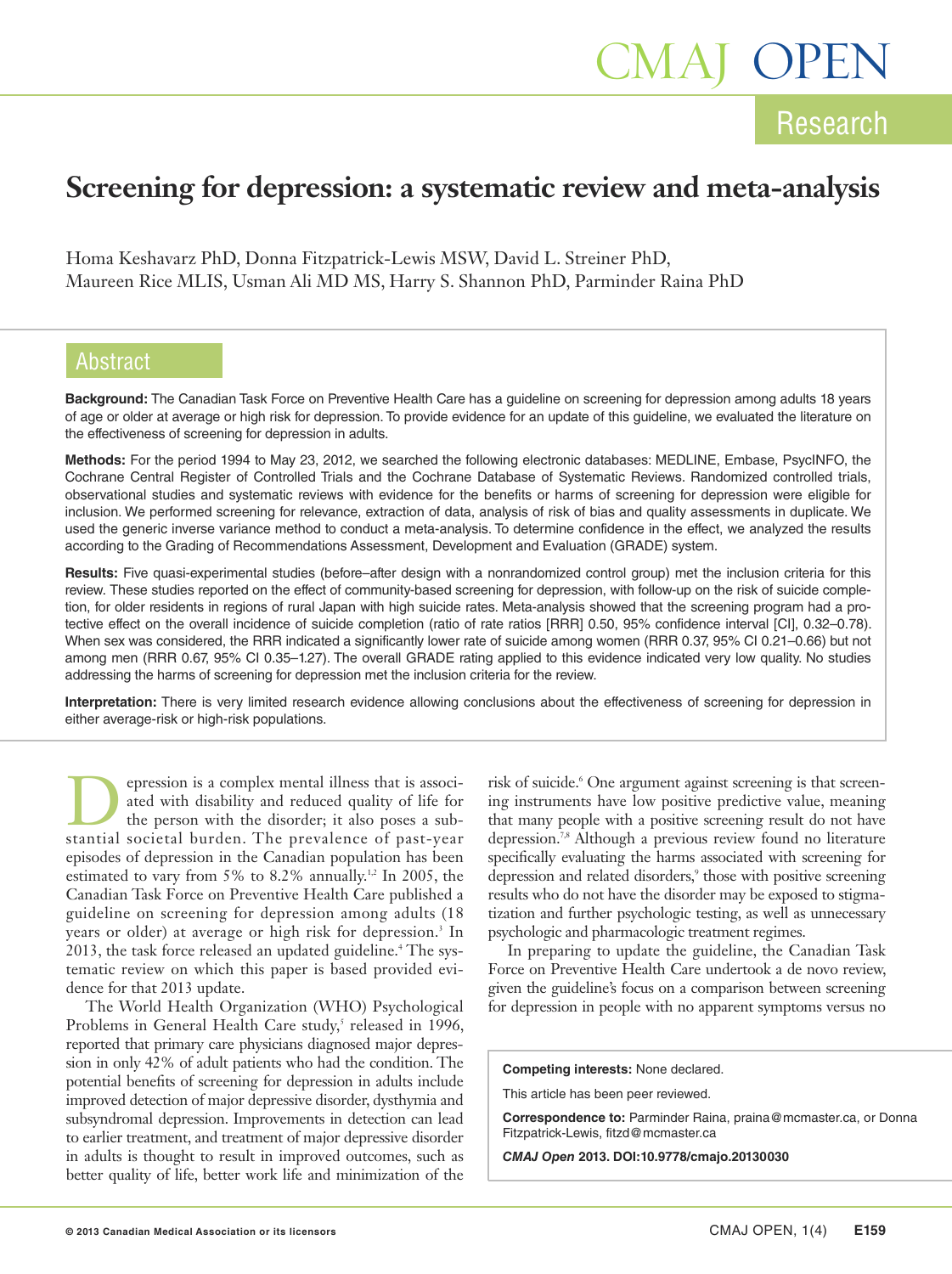# Screening for depression: a systematic review and meta-analysis

Homa Keshavarz PhD, Donna Fitzpatrick-Lewis MSW, David L. Streiner PhD, Maureen Rice MLIS, Usman Ali MD MS, Harry S. Shannon PhD, Parminder Raina PhD

## Abstract

**Background:** The Canadian Task Force on Preventive Health Care has a guideline on screening for depression among adults 18 years of age or older at average or high risk for depression. To provide evidence for an update of this guideline, we evaluated the literature on the effectiveness of screening for depression in adults.

**Methods:** For the period 1994 to May 23, 2012, we searched the following electronic databases: MEDLINE, Embase, PsycINFO, the Cochrane Central Register of Controlled Trials and the Cochrane Database of Systematic Reviews. Randomized controlled trials, observational studies and systematic reviews with evidence for the benefits or harms of screening for depression were eligible for inclusion. We performed screening for relevance, extraction of data, analysis of risk of bias and quality assessments in duplicate. We used the generic inverse variance method to conduct a meta-analysis. To determine confidence in the effect, we analyzed the results according to the Grading of Recommendations Assessment, Development and Evaluation (GRADE) system.

**Results:** Five quasi-experimental studies (before–after design with a nonrandomized control group) met the inclusion criteria for this review. These studies reported on the effect of community-based screening for depression, with follow-up on the risk of suicide completion, for older residents in regions of rural Japan with high suicide rates. Meta-analysis showed that the screening program had a protective effect on the overall incidence of suicide completion (ratio of rate ratios [RRR] 0.50, 95% confidence interval [CI], 0.32–0.78). When sex was considered, the RRR indicated a significantly lower rate of suicide among women (RRR 0.37, 95% CI 0.21–0.66) but not among men (RRR 0.67, 95% CI 0.35–1.27). The overall GRADE rating applied to this evidence indicated very low quality. No studies addressing the harms of screening for depression met the inclusion criteria for the review.

**Interpretation:** There is very limited research evidence allowing conclusions about the effectiveness of screening for depression in either average-risk or high-risk populations.

Depression is a complex mental illness that is associated with disability and reduced quality of life for the person with the disorder; it also poses a substantial societal burden. The prevalence of past-year episodes of depression in the Canadian population has been estimated to vary from 5% to 8.2% annually.[1,2] In 2005, the Canadian Task Force on Preventive Health Care published a guideline on screening for depression among adults (18 years or older) at average or high risk for depression.[3] In 2013, the task force released an updated guideline.[4] The systematic review on which this paper is based provided evidence for that 2013 update.

The World Health Organization (WHO) Psychological Problems in General Health Care study,[5] released in 1996, reported that primary care physicians diagnosed major depression in only 42% of adult patients who had the condition. The potential benefits of screening for depression in adults include improved detection of major depressive disorder, dysthymia and subsyndromal depression. Improvements in detection can lead to earlier treatment, and treatment of major depressive disorder in adults is thought to result in improved outcomes, such as better quality of life, better work life and minimization of the risk of suicide.[6] One argument against screening is that screening instruments have low positive predictive value, meaning that many people with a positive screening result do not have depression.[7,8] Although a previous review found no literature specifically evaluating the harms associated with screening for depression and related disorders,[9] those with positive screening results who do not have the disorder may be exposed to stigmatization and further psychologic testing, as well as unnecessary psychologic and pharmacologic treatment regimes.

In preparing to update the guideline, the Canadian Task Force on Preventive Health Care undertook a de novo review, given the guideline's focus on a comparison between screening for depression in people with no apparent symptoms versus no

**Competing interests:** None declared.

This article has been peer reviewed.

**Correspondence to:** Parminder Raina, praina@mcmaster.ca, or Donna Fitzpatrick-Lewis, fitzd@mcmaster.ca

***CMAJ Open*** **2013. DOI:10.9778/cmajo.20130030**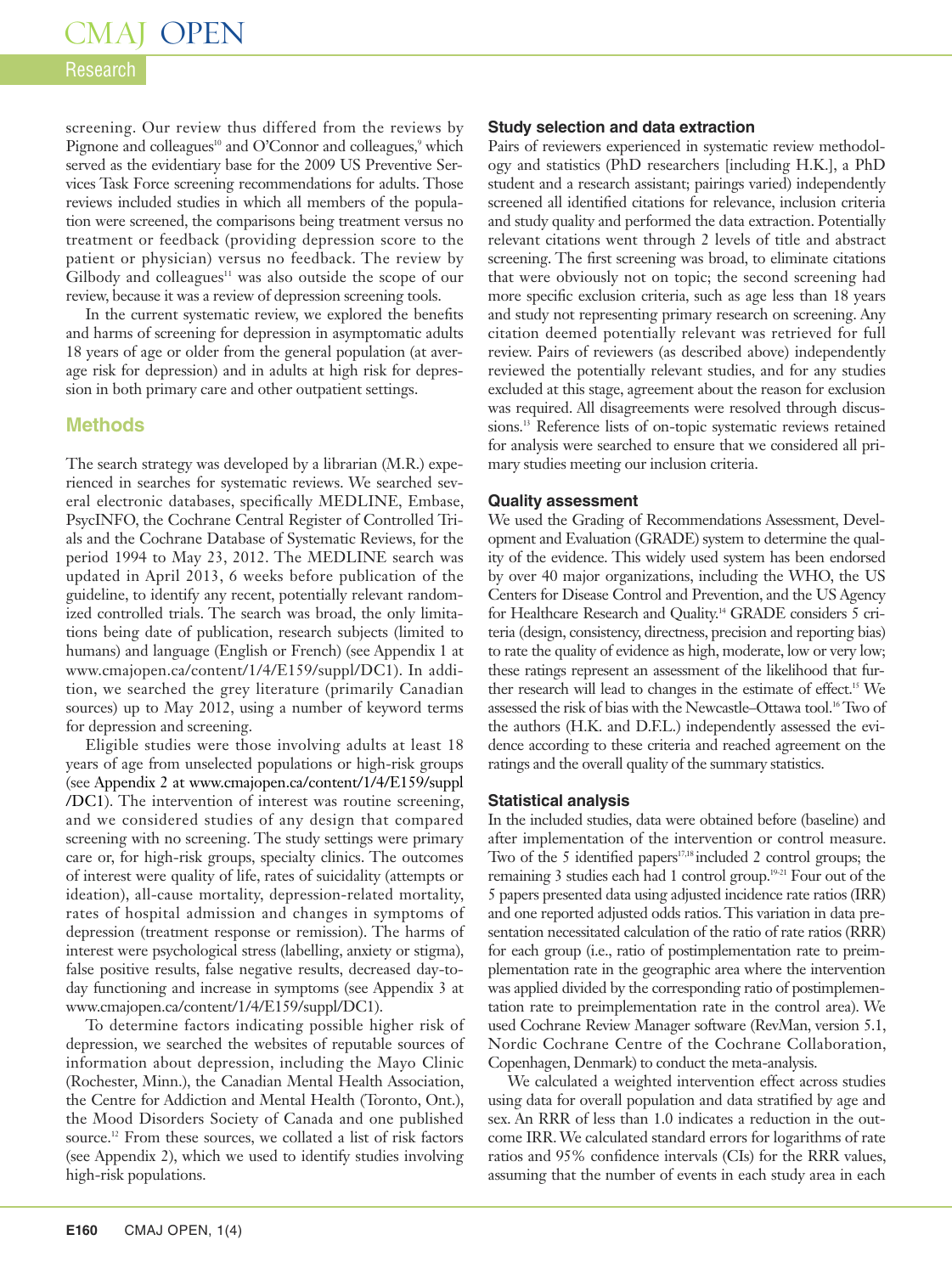screening. Our review thus differed from the reviews by Pignone and colleagues[10] and O'Connor and colleagues,[9] which served as the evidentiary base for the 2009 US Preventive Services Task Force screening recommendations for adults. Those reviews included studies in which all members of the population were screened, the comparisons being treatment versus no treatment or feedback (providing depression score to the patient or physician) versus no feedback. The review by Gilbody and colleagues[11] was also outside the scope of our review, because it was a review of depression screening tools.

In the current systematic review, we explored the benefits and harms of screening for depression in asymptomatic adults 18 years of age or older from the general population (at average risk for depression) and in adults at high risk for depression in both primary care and other outpatient settings.

## Methods

The search strategy was developed by a librarian (M.R.) experienced in searches for systematic reviews. We searched several electronic databases, specifically MEDLINE, Embase, PsycINFO, the Cochrane Central Register of Controlled Trials and the Cochrane Database of Systematic Reviews, for the period 1994 to May 23, 2012. The MEDLINE search was updated in April 2013, 6 weeks before publication of the guideline, to identify any recent, potentially relevant randomized controlled trials. The search was broad, the only limitations being date of publication, research subjects (limited to humans) and language (English or French) (see Appendix 1 at www.cmajopen.ca/content/1/4/E159/suppl/DC1). In addition, we searched the grey literature (primarily Canadian sources) up to May 2012, using a number of keyword terms for depression and screening.

Eligible studies were those involving adults at least 18 years of age from unselected populations or high-risk groups (see Appendix 2 at www.cmajopen.ca/content/1/4/E159/suppl/DC1). The intervention of interest was routine screening, and we considered studies of any design that compared screening with no screening. The study settings were primary care or, for high-risk groups, specialty clinics. The outcomes of interest were quality of life, rates of suicidality (attempts or ideation), all-cause mortality, depression-related mortality, rates of hospital admission and changes in symptoms of depression (treatment response or remission). The harms of interest were psychological stress (labelling, anxiety or stigma), false positive results, false negative results, decreased day-to-day functioning and increase in symptoms (see Appendix 3 at www.cmajopen.ca/content/1/4/E159/suppl/DC1).

To determine factors indicating possible higher risk of depression, we searched the websites of reputable sources of information about depression, including the Mayo Clinic (Rochester, Minn.), the Canadian Mental Health Association, the Centre for Addiction and Mental Health (Toronto, Ont.), the Mood Disorders Society of Canada and one published source.[12] From these sources, we collated a list of risk factors (see Appendix 2), which we used to identify studies involving high-risk populations.

### Study selection and data extraction

Pairs of reviewers experienced in systematic review methodology and statistics (PhD researchers [including H.K.], a PhD student and a research assistant; pairings varied) independently screened all identified citations for relevance, inclusion criteria and study quality and performed the data extraction. Potentially relevant citations went through 2 levels of title and abstract screening. The first screening was broad, to eliminate citations that were obviously not on topic; the second screening had more specific exclusion criteria, such as age less than 18 years and study not representing primary research on screening. Any citation deemed potentially relevant was retrieved for full review. Pairs of reviewers (as described above) independently reviewed the potentially relevant studies, and for any studies excluded at this stage, agreement about the reason for exclusion was required. All disagreements were resolved through discussions.[13] Reference lists of on-topic systematic reviews retained for analysis were searched to ensure that we considered all primary studies meeting our inclusion criteria.

### Quality assessment

We used the Grading of Recommendations Assessment, Development and Evaluation (GRADE) system to determine the quality of the evidence. This widely used system has been endorsed by over 40 major organizations, including the WHO, the US Centers for Disease Control and Prevention, and the US Agency for Healthcare Research and Quality.[14] GRADE considers 5 criteria (design, consistency, directness, precision and reporting bias) to rate the quality of evidence as high, moderate, low or very low; these ratings represent an assessment of the likelihood that further research will lead to changes in the estimate of effect.[15] We assessed the risk of bias with the Newcastle–Ottawa tool.[16] Two of the authors (H.K. and D.F.L.) independently assessed the evidence according to these criteria and reached agreement on the ratings and the overall quality of the summary statistics.

### Statistical analysis

In the included studies, data were obtained before (baseline) and after implementation of the intervention or control measure. Two of the 5 identified papers[17,18] included 2 control groups; the remaining 3 studies each had 1 control group.[19–21] Four out of the 5 papers presented data using adjusted incidence rate ratios (IRR) and one reported adjusted odds ratios. This variation in data presentation necessitated calculation of the ratio of rate ratios (RRR) for each group (i.e., ratio of postimplementation rate to preimplementation rate in the geographic area where the intervention was applied divided by the corresponding ratio of postimplementation rate to preimplementation rate in the control area). We used Cochrane Review Manager software (RevMan, version 5.1, Nordic Cochrane Centre of the Cochrane Collaboration, Copenhagen, Denmark) to conduct the meta-analysis.

We calculated a weighted intervention effect across studies using data for overall population and data stratified by age and sex. An RRR of less than 1.0 indicates a reduction in the outcome IRR. We calculated standard errors for logarithms of rate ratios and 95% confidence intervals (CIs) for the RRR values, assuming that the number of events in each study area in each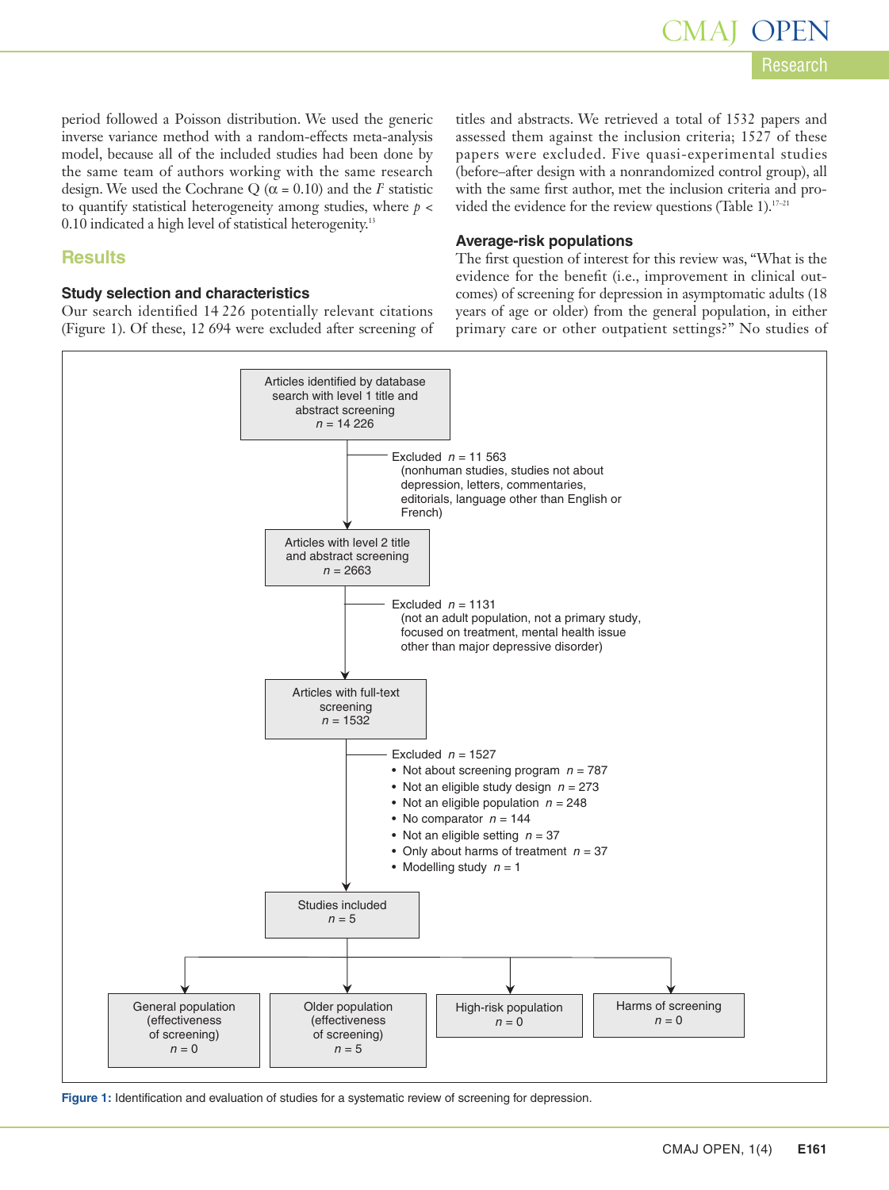period followed a Poisson distribution. We used the generic inverse variance method with a random-effects meta-analysis model, because all of the included studies had been done by the same team of authors working with the same research design. We used the Cochrane Q ($\alpha = 0.10$) and the $I^2$ statistic to quantify statistical heterogeneity among studies, where $p < 0.10$ indicated a high level of statistical heterogeneity.[13]

## Results

### Study selection and characteristics

Our search identified 14 226 potentially relevant citations (Figure 1). Of these, 12 694 were excluded after screening of titles and abstracts. We retrieved a total of 1532 papers and assessed them against the inclusion criteria; 1527 of these papers were excluded. Five quasi-experimental studies (before–after design with a nonrandomized control group), all with the same first author, met the inclusion criteria and provided the evidence for the review questions (Table 1).[17–21]

### Average-risk populations

The first question of interest for this review was, "What is the evidence for the benefit (i.e., improvement in clinical outcomes) of screening for depression in asymptomatic adults (18 years of age or older) from the general population, in either primary care or other outpatient settings?" No studies of

Articles identified by database search with level 1 title and abstract screening
*n* = 14 226

Excluded *n* = 11 563
(nonhuman studies, studies not about depression, letters, commentaries, editorials, language other than English or French)

Articles with level 2 title and abstract screening
*n* = 2663

Excluded *n* = 1131
(not an adult population, not a primary study, focused on treatment, mental health issue other than major depressive disorder)

Articles with full-text screening
*n* = 1532

Excluded *n* = 1527
- Not about screening program *n* = 787
- Not an eligible study design *n* = 273
- Not an eligible population *n* = 248
- No comparator *n* = 144
- Not an eligible setting *n* = 37
- Only about harms of treatment *n* = 37
- Modelling study *n* = 1

Studies included
*n* = 5

General population (effectiveness of screening) *n* = 0

Older population (effectiveness of screening) *n* = 5

High-risk population *n* = 0

Harms of screening *n* = 0

**Figure 1:** Identification and evaluation of studies for a systematic review of screening for depression.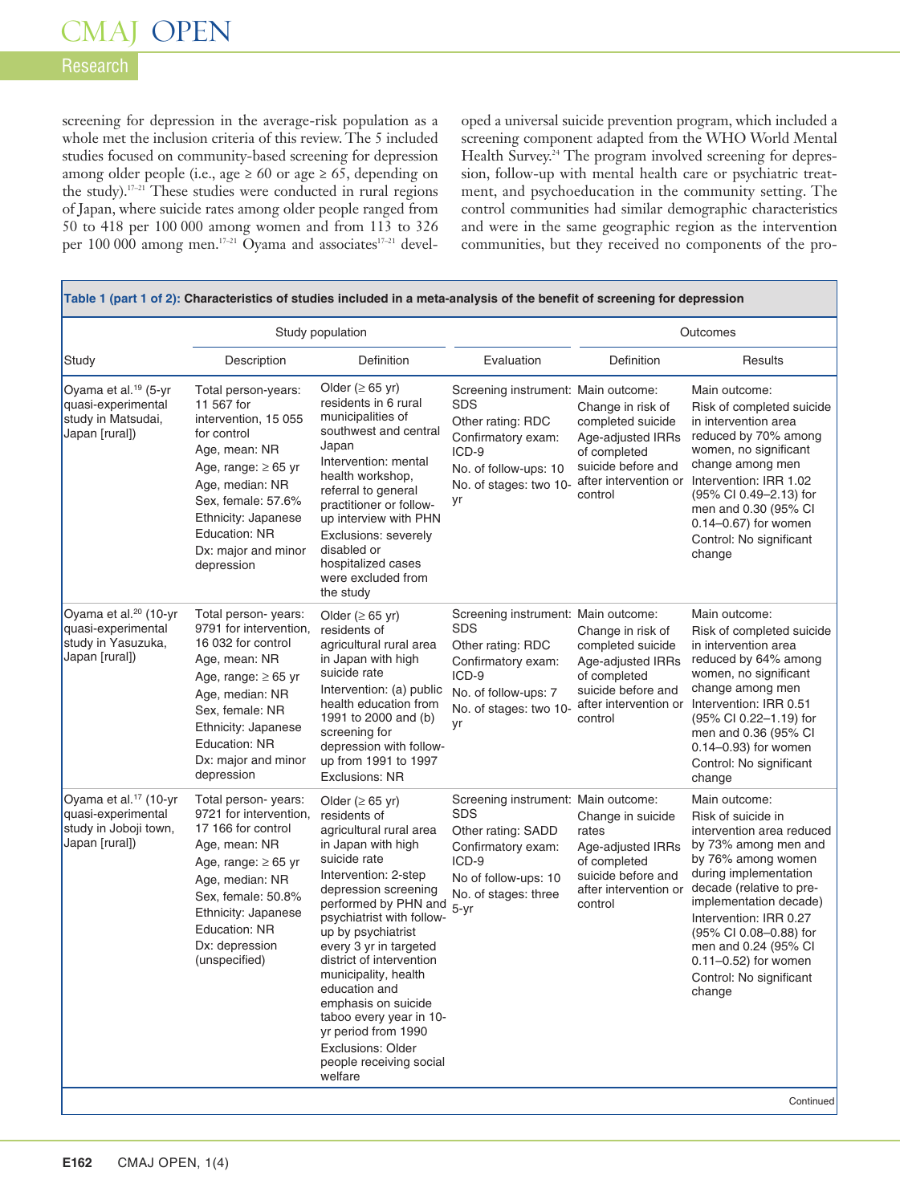screening for depression in the average-risk population as a whole met the inclusion criteria of this review. The 5 included studies focused on community-based screening for depression among older people (i.e., age ≥ 60 or age ≥ 65, depending on the study).[17–21] These studies were conducted in rural regions of Japan, where suicide rates among older people ranged from 50 to 418 per 100 000 among women and from 113 to 326 per 100 000 among men.[17–21] Oyama and associates[17–21] developed a universal suicide prevention program, which included a screening component adapted from the WHO World Mental Health Survey.[24] The program involved screening for depression, follow-up with mental health care or psychiatric treatment, and psychoeducation in the community setting. The control communities had similar demographic characteristics and were in the same geographic region as the intervention communities, but they received no components of the pro-

**Table 1 (part 1 of 2): Characteristics of studies included in a meta-analysis of the benefit of screening for depression**

| Study | Study population | | Evaluation | Outcomes | |
|---|---|---|---|---|---|
| | Description | Definition | | Definition | Results |
| Oyama et al.[19] (5-yr quasi-experimental study in Matsudai, Japan [rural]) | Total person-years: 11 567 for intervention, 15 055 for control<br>Age, mean: NR<br>Age, range: ≥ 65 yr<br>Age, median: NR<br>Sex, female: 57.6%<br>Ethnicity: Japanese<br>Education: NR<br>Dx: major and minor depression | Older (≥ 65 yr) residents in 6 rural municipalities of southwest and central Japan<br>Intervention: mental health workshop, referral to general practitioner or follow-up interview with PHN<br>Exclusions: severely disabled or hospitalized cases were excluded from the study | Screening instrument: SDS<br>Other rating: RDC<br>Confirmatory exam: ICD-9<br>No. of follow-ups: 10<br>No. of stages: two 10-yr | Main outcome:<br>Change in risk of completed suicide<br>Age-adjusted IRRs of completed suicide before and after intervention or control | Main outcome:<br>Risk of completed suicide in intervention area reduced by 70% among women, no significant change among men<br>Intervention: IRR 1.02 (95% CI 0.49–2.13) for men and 0.30 (95% CI 0.14–0.67) for women<br>Control: No significant change |
| Oyama et al.[20] (10-yr quasi-experimental study in Yasuzuka, Japan [rural]) | Total person- years: 9791 for intervention, 16 032 for control<br>Age, mean: NR<br>Age, range: ≥ 65 yr<br>Age, median: NR<br>Sex, female: NR<br>Ethnicity: Japanese<br>Education: NR<br>Dx: major and minor depression | Older (≥ 65 yr) residents of agricultural rural area in Japan with high suicide rate<br>Intervention: (a) public health education from 1991 to 2000 and (b) screening for depression with follow-up from 1991 to 1997<br>Exclusions: NR | Screening instrument: SDS<br>Other rating: RDC<br>Confirmatory exam: ICD-9<br>No. of follow-ups: 7<br>No. of stages: two 10-yr | Main outcome:<br>Change in risk of completed suicide<br>Age-adjusted IRRs of completed suicide before and after intervention or control | Main outcome:<br>Risk of completed suicide in intervention area reduced by 64% among women, no significant change among men<br>Intervention: IRR 0.51 (95% CI 0.22–1.19) for men and 0.36 (95% CI 0.14–0.93) for women<br>Control: No significant change |
| Oyama et al.[17] (10-yr quasi-experimental study in Joboji town, Japan [rural]) | Total person- years: 9721 for intervention, 17 166 for control<br>Age, mean: NR<br>Age, range: ≥ 65 yr<br>Age, median: NR<br>Sex, female: 50.8%<br>Ethnicity: Japanese<br>Education: NR<br>Dx: depression (unspecified) | Older (≥ 65 yr) residents of agricultural rural area in Japan with high suicide rate<br>Intervention: 2-step depression screening performed by PHN and psychiatrist with follow-up by psychiatrist every 3 yr in targeted district of intervention municipality, health education and emphasis on suicide taboo every year in 10-yr period from 1990<br>Exclusions: Older people receiving social welfare | Screening instrument: SDS<br>Other rating: SADD<br>Confirmatory exam: ICD-9<br>No of follow-ups: 10<br>No. of stages: three 5-yr | Main outcome:<br>Change in suicide rates<br>Age-adjusted IRRs of completed suicide before and after intervention or control | Main outcome:<br>Risk of suicide in intervention area reduced by 73% among men and by 76% among women during implementation decade (relative to pre-implementation decade)<br>Intervention: IRR 0.27 (95% CI 0.08–0.88) for men and 0.24 (95% CI 0.11–0.52) for women<br>Control: No significant change |

Continued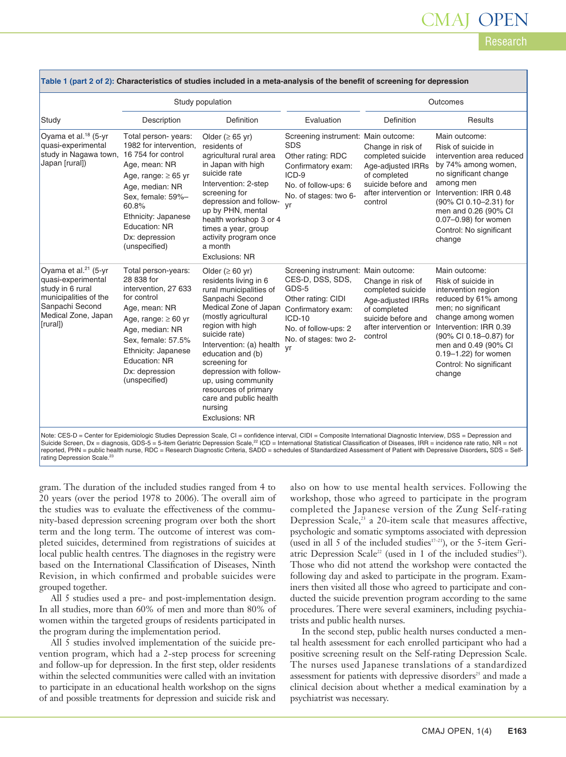**Table 1 (part 2 of 2): Characteristics of studies included in a meta-analysis of the benefit of screening for depression**

| Study | Study population | | | Outcomes | |
|---|---|---|---|---|---|
| | Description | Definition | Evaluation | Definition | Results |
| Oyama et al.[18] (5-yr quasi-experimental study in Nagawa town, Japan [rural]) | Total person- years: 1982 for intervention, 16 754 for control<br>Age, mean: NR<br>Age, range: ≥ 65 yr<br>Age, median: NR<br>Sex, female: 59%–60.8%<br>Ethnicity: Japanese<br>Education: NR<br>Dx: depression (unspecified) | Older (≥ 65 yr) residents of agricultural rural area in Japan with high suicide rate<br>Intervention: 2-step screening for depression and follow-up by PHN, mental health workshop 3 or 4 times a year, group activity program once a month<br>Exclusions: NR | Screening instrument: SDS<br>Other rating: RDC<br>Confirmatory exam: ICD-9<br>No. of follow-ups: 6<br>No. of stages: two 6-yr | Main outcome:<br>Change in risk of completed suicide<br>Age-adjusted IRRs of completed suicide before and after intervention or control | Main outcome:<br>Risk of suicide in intervention area reduced by 74% among women, no significant change among men<br>Intervention: IRR 0.48 (90% CI 0.10–2.31) for men and 0.26 (90% CI 0.07–0.98) for women<br>Control: No significant change |
| Oyama et al.[21] (5-yr quasi-experimental study in 6 rural municipalities of the Sanpachi Second Medical Zone, Japan [rural]) | Total person-years: 28 838 for intervention, 27 633 for control<br>Age, mean: NR<br>Age, range: ≥ 60 yr<br>Age, median: NR<br>Sex, female: 57.5%<br>Ethnicity: Japanese<br>Education: NR<br>Dx: depression (unspecified) | Older (≥ 60 yr) residents living in 6 rural municipalities of Sanpachi Second Medical Zone of Japan (mostly agricultural region with high suicide rate)<br>Intervention: (a) health education and (b) screening for depression with follow-up, using community resources of primary care and public health nursing<br>Exclusions: NR | Screening instrument: CES-D, DSS, SDS, GDS-5<br>Other rating: CIDI<br>Confirmatory exam: ICD-10<br>No. of follow-ups: 2<br>No. of stages: two 2-yr | Main outcome:<br>Change in risk of completed suicide<br>Age-adjusted IRRs of completed suicide before and after intervention or control | Main outcome:<br>Risk of suicide in intervention region reduced by 61% among men; no significant change among women<br>Intervention: IRR 0.39 (90% CI 0.18–0.87) for men and 0.49 (90% CI 0.19–1.22) for women<br>Control: No significant change |

Note: CES-D = Center for Epidemiologic Studies Depression Scale, CI = confidence interval, CIDI = Composite International Diagnostic Interview, DSS = Depression and Suicide Screen, Dx = diagnosis, GDS-5 = 5-item Geriatric Depression Scale,[22] ICD = International Statistical Classification of Diseases, IRR = incidence rate ratio, NR = not reported, PHN = public health nurse, RDC = Research Diagnostic Criteria, SADD = schedules of Standardized Assessment of Patient with Depressive Disorders, SDS = Self-rating Depression Scale.[23]

gram. The duration of the included studies ranged from 4 to 20 years (over the period 1978 to 2006). The overall aim of the studies was to evaluate the effectiveness of the community-based depression screening program over both the short term and the long term. The outcome of interest was completed suicides, determined from registrations of suicides at local public health centres. The diagnoses in the registry were based on the International Classification of Diseases, Ninth Revision, in which confirmed and probable suicides were grouped together.

All 5 studies used a pre- and post-implementation design. In all studies, more than 60% of men and more than 80% of women within the targeted groups of residents participated in the program during the implementation period.

All 5 studies involved implementation of the suicide prevention program, which had a 2-step process for screening and follow-up for depression. In the first step, older residents within the selected communities were called with an invitation to participate in an educational health workshop on the signs of and possible treatments for depression and suicide risk and also on how to use mental health services. Following the workshop, those who agreed to participate in the program completed the Japanese version of the Zung Self-rating Depression Scale,[23] a 20-item scale that measures affective, psychologic and somatic symptoms associated with depression (used in all 5 of the included studies[17–21]), or the 5-item Geriatric Depression Scale[22] (used in 1 of the included studies[21]). Those who did not attend the workshop were contacted the following day and asked to participate in the program. Examiners then visited all those who agreed to participate and conducted the suicide prevention program according to the same procedures. There were several examiners, including psychiatrists and public health nurses.

In the second step, public health nurses conducted a mental health assessment for each enrolled participant who had a positive screening result on the Self-rating Depression Scale. The nurses used Japanese translations of a standardized assessment for patients with depressive disorders[25] and made a clinical decision about whether a medical examination by a psychiatrist was necessary.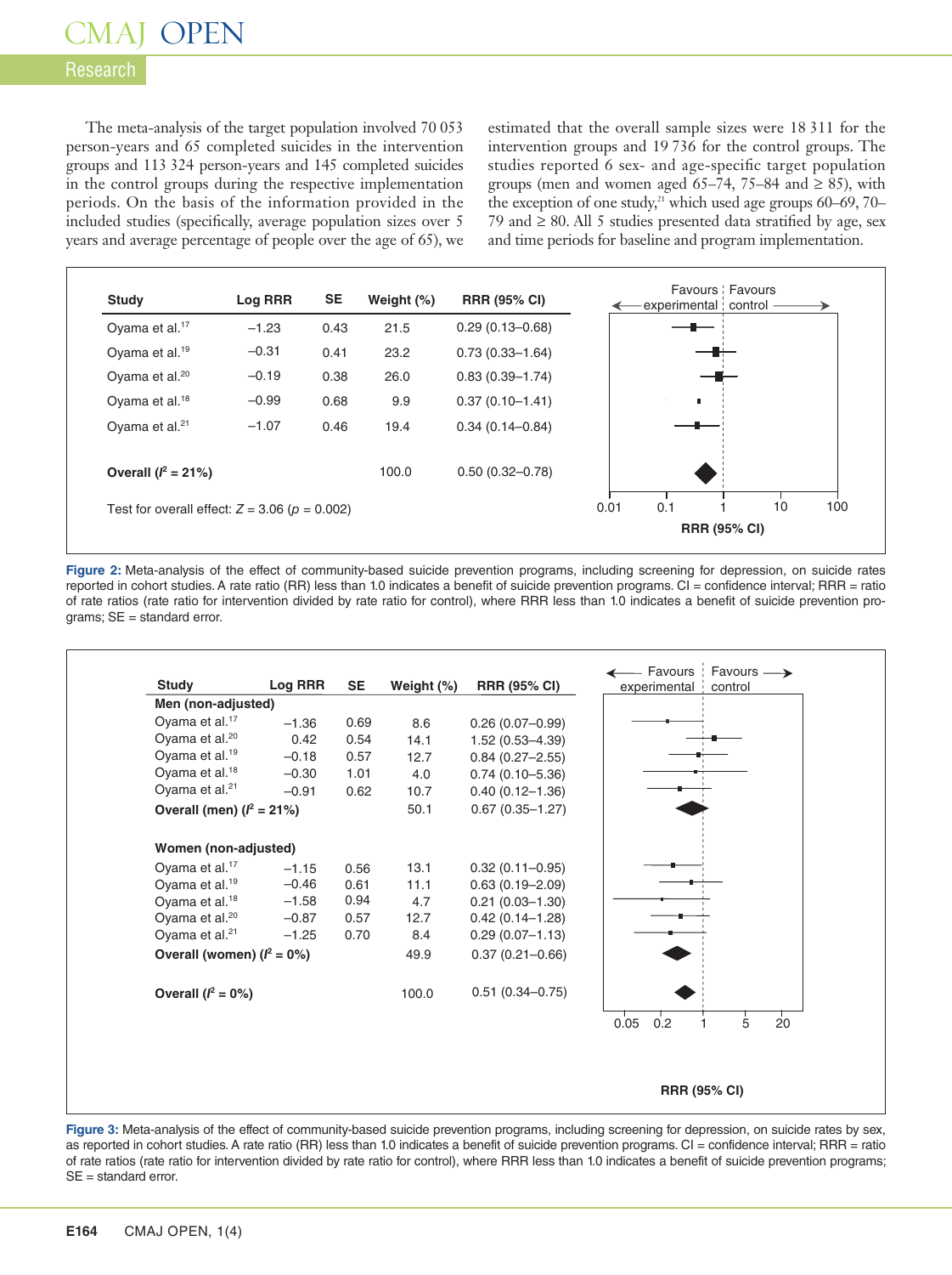The meta-analysis of the target population involved 70 053 person-years and 65 completed suicides in the intervention groups and 113 324 person-years and 145 completed suicides in the control groups during the respective implementation periods. On the basis of the information provided in the included studies (specifically, average population sizes over 5 years and average percentage of people over the age of 65), we estimated that the overall sample sizes were 18 311 for the intervention groups and 19 736 for the control groups. The studies reported 6 sex- and age-specific target population groups (men and women aged 65–74, 75–84 and ≥ 85), with the exception of one study,[21] which used age groups 60–69, 70–79 and ≥ 80. All 5 studies presented data stratified by age, sex and time periods for baseline and program implementation.

| Study | Log RRR | SE | Weight (%) | RRR (95% CI) |
|---|---|---|---|---|
| Oyama et al.[17] | −1.23 | 0.43 | 21.5 | 0.29 (0.13–0.68) |
| Oyama et al.[19] | −0.31 | 0.41 | 23.2 | 0.73 (0.33–1.64) |
| Oyama et al.[20] | −0.19 | 0.38 | 26.0 | 0.83 (0.39–1.74) |
| Oyama et al.[18] | −0.99 | 0.68 | 9.9 | 0.37 (0.10–1.41) |
| Oyama et al.[21] | −1.07 | 0.46 | 19.4 | 0.34 (0.14–0.84) |
| **Overall ($I^2$ = 21%)** | | | 100.0 | 0.50 (0.32–0.78) |

Test for overall effect: $Z = 3.06$ ($p = 0.002$)

Figure 2: Meta-analysis of the effect of community-based suicide prevention programs, including screening for depression, on suicide rates reported in cohort studies. A rate ratio (RR) less than 1.0 indicates a benefit of suicide prevention programs. CI = confidence interval; RRR = ratio of rate ratios (rate ratio for intervention divided by rate ratio for control), where RRR less than 1.0 indicates a benefit of suicide prevention programs; SE = standard error.

| Study | Log RRR | SE | Weight (%) | RRR (95% CI) |
|---|---|---|---|---|
| **Men (non-adjusted)** | | | | |
| Oyama et al.[17] | −1.36 | 0.69 | 8.6 | 0.26 (0.07–0.99) |
| Oyama et al.[20] | 0.42 | 0.54 | 14.1 | 1.52 (0.53–4.39) |
| Oyama et al.[19] | −0.18 | 0.57 | 12.7 | 0.84 (0.27–2.55) |
| Oyama et al.[18] | −0.30 | 1.01 | 4.0 | 0.74 (0.10–5.36) |
| Oyama et al.[21] | −0.91 | 0.62 | 10.7 | 0.40 (0.12–1.36) |
| **Overall (men) ($I^2$ = 21%)** | | | 50.1 | 0.67 (0.35–1.27) |
| **Women (non-adjusted)** | | | | |
| Oyama et al.[17] | −1.15 | 0.56 | 13.1 | 0.32 (0.11–0.95) |
| Oyama et al.[19] | −0.46 | 0.61 | 11.1 | 0.63 (0.19–2.09) |
| Oyama et al.[18] | −1.58 | 0.94 | 4.7 | 0.21 (0.03–1.30) |
| Oyama et al.[20] | −0.87 | 0.57 | 12.7 | 0.42 (0.14–1.28) |
| Oyama et al.[21] | −1.25 | 0.70 | 8.4 | 0.29 (0.07–1.13) |
| **Overall (women) ($I^2$ = 0%)** | | | 49.9 | 0.37 (0.21–0.66) |
| **Overall ($I^2$ = 0%)** | | | 100.0 | 0.51 (0.34–0.75) |

Figure 3: Meta-analysis of the effect of community-based suicide prevention programs, including screening for depression, on suicide rates by sex, as reported in cohort studies. A rate ratio (RR) less than 1.0 indicates a benefit of suicide prevention programs. CI = confidence interval; RRR = ratio of rate ratios (rate ratio for intervention divided by rate ratio for control), where RRR less than 1.0 indicates a benefit of suicide prevention programs; SE = standard error.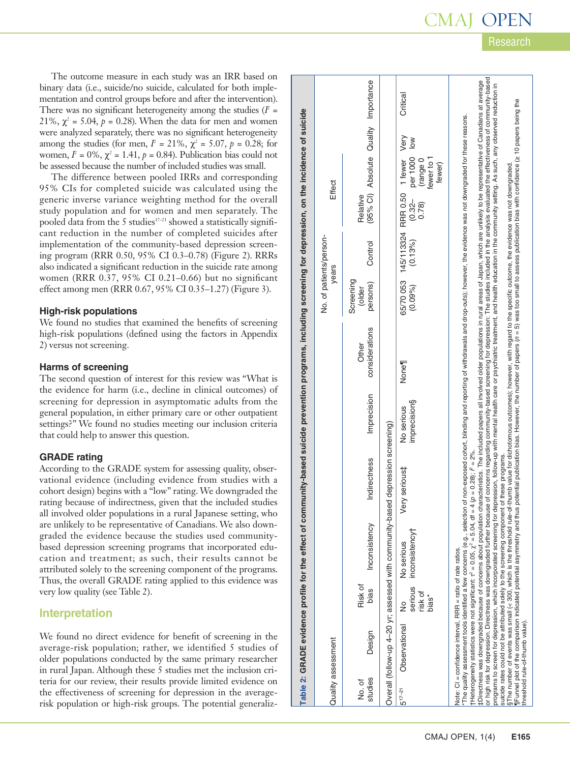The outcome measure in each study was an IRR based on binary data (i.e., suicide/no suicide, calculated for both implementation and control groups before and after the intervention). There was no significant heterogeneity among the studies ($I^2$ = 21%, $\chi^2$ = 5.04, $p$ = 0.28). When the data for men and women were analyzed separately, there was no significant heterogeneity among the studies (for men, $I^2$ = 21%, $\chi^2$ = 5.07, $p$ = 0.28; for women, $I^2$ = 0%, $\chi^2$ = 1.41, $p$ = 0.84). Publication bias could not be assessed because the number of included studies was small.

The difference between pooled IRRs and corresponding 95% CIs for completed suicide was calculated using the generic inverse variance weighting method for the overall study population and for women and men separately. The pooled data from the 5 studies[17–21] showed a statistically significant reduction in the number of completed suicides after implementation of the community-based depression screening program (RRR 0.50, 95% CI 0.3–0.78) (Figure 2). RRRs also indicated a significant reduction in the suicide rate among women (RRR 0.37, 95% CI 0.21–0.66) but no significant effect among men (RRR 0.67, 95% CI 0.35–1.27) (Figure 3).

### High-risk populations

We found no studies that examined the benefits of screening high-risk populations (defined using the factors in Appendix 2) versus not screening.

### Harms of screening

The second question of interest for this review was "What is the evidence for harm (i.e., decline in clinical outcomes) of screening for depression in asymptomatic adults from the general population, in either primary care or other outpatient settings?" We found no studies meeting our inclusion criteria that could help to answer this question.

### GRADE rating

According to the GRADE system for assessing quality, observational evidence (including evidence from studies with a cohort design) begins with a "low" rating. We downgraded the rating because of indirectness, given that the included studies all involved older populations in a rural Japanese setting, who are unlikely to be representative of Canadians. We also downgraded the evidence because the studies used community-based depression screening programs that incorporated education and treatment; as such, their results cannot be attributed solely to the screening component of the programs. Thus, the overall GRADE rating applied to this evidence was very low quality (see Table 2).

## Interpretation

We found no direct evidence for benefit of screening in the average-risk population; rather, we identified 5 studies of older populations conducted by the same primary researcher in rural Japan. Although these 5 studies met the inclusion criteria for our review, their results provide limited evidence on the effectiveness of screening for depression in the average-risk population or high-risk groups. The potential generaliz-

**Table 2: GRADE evidence profile for the effect of community-based suicide prevention programs, including screening for depression, on the incidence of suicide**

| Quality assessment | | | | | | | No. of patients/person-years | | Effect | | | |
|---|---|---|---|---|---|---|---|---|---|---|---|---|
| No. of studies | Design | Risk of bias | Inconsistency | Indirectness | Imprecision | Other considerations | Screening (older persons) | Control | Relative (95% CI) | Absolute | Quality | Importance |
| Overall (follow-up 4–20 yr; assessed with community-based depression screening) | | | | | | | | | | | | |
| 5[17–21] | Observational | No serious risk of bias* | No serious inconsistency† | Very serious‡ | No serious imprecision§ | None¶ | 65/70 053 (0.09%) | 145/113324 (0.13%) | RRR 0.50 (0.32–0.78) | 1 fewer per 1000 (range 0 fewer to 1 fewer) | Very low | Critical |

Note: CI = confidence interval, RRR = ratio of rate ratios.
*The quality assessment tools identified a few concerns (e.g., selection of non-exposed cohort, binding and reporting of withdrawals and drop-outs); however, the evidence was not downgraded for these reasons.
†Heterogeneity statistics were not significant: $\tau^2$ = 0.05, $\chi^2$ = 5.04, df = 4 ($p$ = 0.28); $I^2$ = 2%.
‡Directness was downgraded because of concerns about population characteristics. The included papers all involved older populations in rural areas of Japan, which are unlikely to be representative of Canadians at average or high risk for depression. Directness was downgraded further because of concerns regarding community-based screening for depression: The studies included in the analysis evaluated the effectiveness of community-based programs to screen for depression, which incorporated screening for depression, follow-up with mental health care or psychiatric treatment, and health education in the community setting. As such, any observed reduction in suicide rates could not be attributed solely to the screening component of these programs.
§The number of events was small (< 300, which is the threshold rule-of-thumb value for dichotomous outcomes); however, with regard to the specific outcome, the evidence was not downgraded.
¶Funnel plot of the comparison indicated potential asymmetry and thus potential publication bias. However, the number of papers ($n$ = 5) was too small to assess publication bias with confidence (≥ 10 papers being the threshold rule-of-thumb value).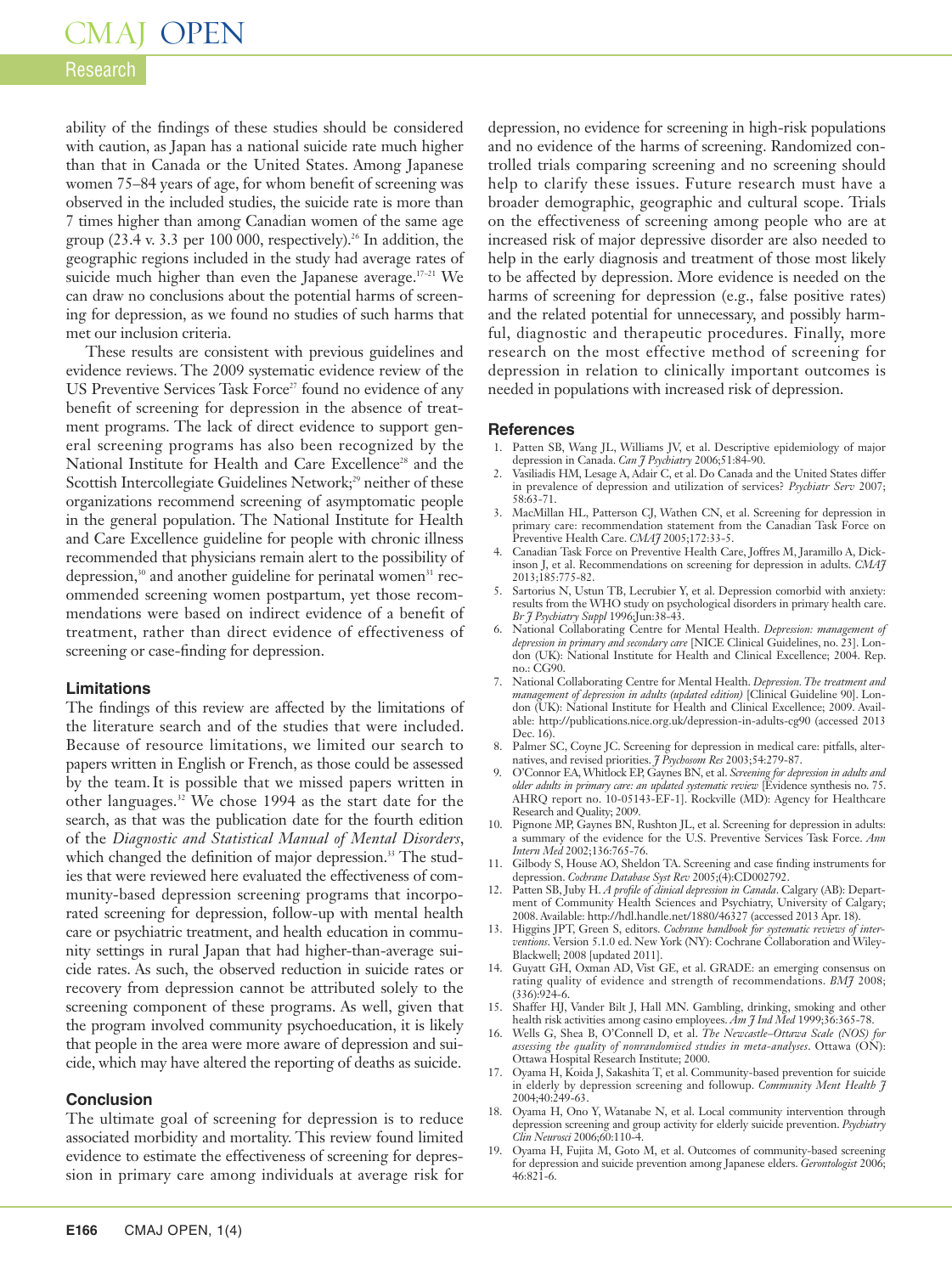ability of the findings of these studies should be considered with caution, as Japan has a national suicide rate much higher than that in Canada or the United States. Among Japanese women 75–84 years of age, for whom benefit of screening was observed in the included studies, the suicide rate is more than 7 times higher than among Canadian women of the same age group (23.4 v. 3.3 per 100 000, respectively).[26] In addition, the geographic regions included in the study had average rates of suicide much higher than even the Japanese average.[17–21] We can draw no conclusions about the potential harms of screening for depression, as we found no studies of such harms that met our inclusion criteria.

These results are consistent with previous guidelines and evidence reviews. The 2009 systematic evidence review of the US Preventive Services Task Force[27] found no evidence of any benefit of screening for depression in the absence of treatment programs. The lack of direct evidence to support general screening programs has also been recognized by the National Institute for Health and Care Excellence[28] and the Scottish Intercollegiate Guidelines Network;[29] neither of these organizations recommend screening of asymptomatic people in the general population. The National Institute for Health and Care Excellence guideline for people with chronic illness recommended that physicians remain alert to the possibility of depression,[30] and another guideline for perinatal women[31] recommended screening women postpartum, yet those recommendations were based on indirect evidence of a benefit of treatment, rather than direct evidence of effectiveness of screening or case-finding for depression.

### Limitations

The findings of this review are affected by the limitations of the literature search and of the studies that were included. Because of resource limitations, we limited our search to papers written in English or French, as those could be assessed by the team. It is possible that we missed papers written in other languages.[32] We chose 1994 as the start date for the search, as that was the publication date for the fourth edition of the *Diagnostic and Statistical Manual of Mental Disorders*, which changed the definition of major depression.[33] The studies that were reviewed here evaluated the effectiveness of community-based depression screening programs that incorporated screening for depression, follow-up with mental health care or psychiatric treatment, and health education in community settings in rural Japan that had higher-than-average suicide rates. As such, the observed reduction in suicide rates or recovery from depression cannot be attributed solely to the screening component of these programs. As well, given that the program involved community psychoeducation, it is likely that people in the area were more aware of depression and suicide, which may have altered the reporting of deaths as suicide.

### Conclusion

The ultimate goal of screening for depression is to reduce associated morbidity and mortality. This review found limited evidence to estimate the effectiveness of screening for depression in primary care among individuals at average risk for depression, no evidence for screening in high-risk populations and no evidence of the harms of screening. Randomized controlled trials comparing screening and no screening should help to clarify these issues. Future research must have a broader demographic, geographic and cultural scope. Trials on the effectiveness of screening among people who are at increased risk of major depressive disorder are also needed to help in the early diagnosis and treatment of those most likely to be affected by depression. More evidence is needed on the harms of screening for depression (e.g., false positive rates) and the related potential for unnecessary, and possibly harmful, diagnostic and therapeutic procedures. Finally, more research on the most effective method of screening for depression in relation to clinically important outcomes is needed in populations with increased risk of depression.

### References

1. Patten SB, Wang JL, Williams JV, et al. Descriptive epidemiology of major depression in Canada. *Can J Psychiatry* 2006;51:84-90.
2. Vasiliadis HM, Lesage A, Adair C, et al. Do Canada and the United States differ in prevalence of depression and utilization of services? *Psychiatr Serv* 2007; 58:63-71.
3. MacMillan HL, Patterson CJ, Wathen CN, et al. Screening for depression in primary care: recommendation statement from the Canadian Task Force on Preventive Health Care. *CMAJ* 2005;172:33-5.
4. Canadian Task Force on Preventive Health Care, Joffres M, Jaramillo A, Dickinson J, et al. Recommendations on screening for depression in adults. *CMAJ* 2013;185:775-82.
5. Sartorius N, Ustun TB, Lecrubier Y, et al. Depression comorbid with anxiety: results from the WHO study on psychological disorders in primary health care. *Br J Psychiatry Suppl* 1996;Jun:38-43.
6. National Collaborating Centre for Mental Health. *Depression: management of depression in primary and secondary care* [NICE Clinical Guidelines, no. 23]. London (UK): National Institute for Health and Clinical Excellence; 2004. Rep. no.: CG90.
7. National Collaborating Centre for Mental Health. *Depression. The treatment and management of depression in adults (updated edition)* [Clinical Guideline 90]. London (UK): National Institute for Health and Clinical Excellence; 2009. Available: http://publications.nice.org.uk/depression-in-adults-cg90 (accessed 2013 Dec. 16).
8. Palmer SC, Coyne JC. Screening for depression in medical care: pitfalls, alternatives, and revised priorities. *J Psychosom Res* 2003;54:279-87.
9. O'Connor EA, Whitlock EP, Gaynes BN, et al. *Screening for depression in adults and older adults in primary care: an updated systematic review* [Evidence synthesis no. 75. AHRQ report no. 10-05143-EF-1]. Rockville (MD): Agency for Healthcare Research and Quality; 2009.
10. Pignone MP, Gaynes BN, Rushton JL, et al. Screening for depression in adults: a summary of the evidence for the U.S. Preventive Services Task Force. *Ann Intern Med* 2002;136:765-76.
11. Gilbody S, House AO, Sheldon TA. Screening and case finding instruments for depression. *Cochrane Database Syst Rev* 2005;(4):CD002792.
12. Patten SB, Juby H. *A profile of clinical depression in Canada*. Calgary (AB): Department of Community Health Sciences and Psychiatry, University of Calgary; 2008. Available: http://hdl.handle.net/1880/46327 (accessed 2013 Apr. 18).
13. Higgins JPT, Green S, editors. *Cochrane handbook for systematic reviews of interventions*. Version 5.1.0 ed. New York (NY): Cochrane Collaboration and Wiley-Blackwell; 2008 [updated 2011].
14. Guyatt GH, Oxman AD, Vist GE, et al. GRADE: an emerging consensus on rating quality of evidence and strength of recommendations. *BMJ* 2008; (336):924-6.
15. Shaffer HJ, Vander Bilt J, Hall MN. Gambling, drinking, smoking and other health risk activities among casino employees. *Am J Ind Med* 1999;36:365-78.
16. Wells G, Shea B, O'Connell D, et al. *The Newcastle–Ottawa Scale (NOS) for assessing the quality of nonrandomised studies in meta-analyses*. Ottawa (ON): Ottawa Hospital Research Institute; 2000.
17. Oyama H, Koida J, Sakashita T, et al. Community-based prevention for suicide in elderly by depression screening and followup. *Community Ment Health J* 2004;40:249-63.
18. Oyama H, Ono Y, Watanabe N, et al. Local community intervention through depression screening and group activity for elderly suicide prevention. *Psychiatry Clin Neurosci* 2006;60:110-4.
19. Oyama H, Fujita M, Goto M, et al. Outcomes of community-based screening for depression and suicide prevention among Japanese elders. *Gerontologist* 2006; 46:821-6.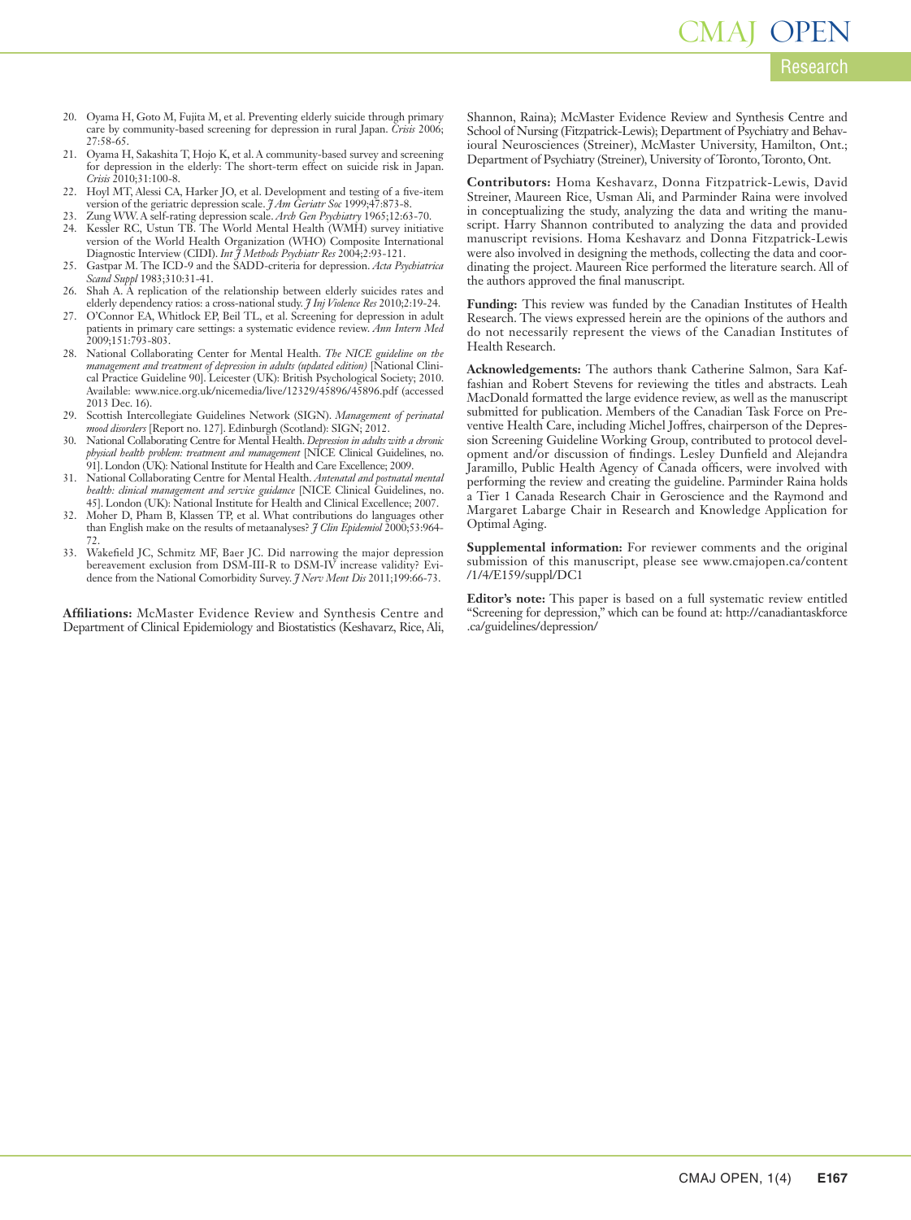20. Oyama H, Goto M, Fujita M, et al. Preventing elderly suicide through primary care by community-based screening for depression in rural Japan. *Crisis* 2006; 27:58-65.
21. Oyama H, Sakashita T, Hojo K, et al. A community-based survey and screening for depression in the elderly: The short-term effect on suicide risk in Japan. *Crisis* 2010;31:100-8.
22. Hoyl MT, Alessi CA, Harker JO, et al. Development and testing of a five-item version of the geriatric depression scale. *J Am Geriatr Soc* 1999;47:873-8.
23. Zung WW. A self-rating depression scale. *Arch Gen Psychiatry* 1965;12:63-70.
24. Kessler RC, Ustun TB. The World Mental Health (WMH) survey initiative version of the World Health Organization (WHO) Composite International Diagnostic Interview (CIDI). *Int J Methods Psychiatr Res* 2004;2:93-121.
25. Gastpar M. The ICD-9 and the SADD-criteria for depression. *Acta Psychiatrica Scand Suppl* 1983;310:31-41.
26. Shah A. A replication of the relationship between elderly suicides rates and elderly dependency ratios: a cross-national study. *J Inj Violence Res* 2010;2:19-24.
27. O'Connor EA, Whitlock EP, Beil TL, et al. Screening for depression in adult patients in primary care settings: a systematic evidence review. *Ann Intern Med* 2009;151:793-803.
28. National Collaborating Center for Mental Health. *The NICE guideline on the management and treatment of depression in adults (updated edition)* [National Clinical Practice Guideline 90]. Leicester (UK): British Psychological Society; 2010. Available: www.nice.org.uk/nicemedia/live/12329/45896/45896.pdf (accessed 2013 Dec. 16).
29. Scottish Intercollegiate Guidelines Network (SIGN). *Management of perinatal mood disorders* [Report no. 127]. Edinburgh (Scotland): SIGN; 2012.
30. National Collaborating Centre for Mental Health. *Depression in adults with a chronic physical health problem: treatment and management* [NICE Clinical Guidelines, no. 91]. London (UK): National Institute for Health and Care Excellence; 2009.
31. National Collaborating Centre for Mental Health. *Antenatal and postnatal mental health: clinical management and service guidance* [NICE Clinical Guidelines, no. 45]. London (UK): National Institute for Health and Clinical Excellence; 2007.
32. Moher D, Pham B, Klassen TP, et al. What contributions do languages other than English make on the results of metaanalyses? *J Clin Epidemiol* 2000;53:964-72.
33. Wakefield JC, Schmitz MF, Baer JC. Did narrowing the major depression bereavement exclusion from DSM-III-R to DSM-IV increase validity? Evidence from the National Comorbidity Survey. *J Nerv Ment Dis* 2011;199:66-73.

**Affiliations:** McMaster Evidence Review and Synthesis Centre and Department of Clinical Epidemiology and Biostatistics (Keshavarz, Rice, Ali, Shannon, Raina); McMaster Evidence Review and Synthesis Centre and School of Nursing (Fitzpatrick-Lewis); Department of Psychiatry and Behavioural Neurosciences (Streiner), McMaster University, Hamilton, Ont.; Department of Psychiatry (Streiner), University of Toronto, Toronto, Ont.

**Contributors:** Homa Keshavarz, Donna Fitzpatrick-Lewis, David Streiner, Maureen Rice, Usman Ali, and Parminder Raina were involved in conceptualizing the study, analyzing the data and writing the manuscript. Harry Shannon contributed to analyzing the data and provided manuscript revisions. Homa Keshavarz and Donna Fitzpatrick-Lewis were also involved in designing the methods, collecting the data and coordinating the project. Maureen Rice performed the literature search. All of the authors approved the final manuscript.

**Funding:** This review was funded by the Canadian Institutes of Health Research. The views expressed herein are the opinions of the authors and do not necessarily represent the views of the Canadian Institutes of Health Research.

**Acknowledgements:** The authors thank Catherine Salmon, Sara Kaffashian and Robert Stevens for reviewing the titles and abstracts. Leah MacDonald formatted the large evidence review, as well as the manuscript submitted for publication. Members of the Canadian Task Force on Preventive Health Care, including Michel Joffres, chairperson of the Depression Screening Guideline Working Group, contributed to protocol development and/or discussion of findings. Lesley Dunfield and Alejandra Jaramillo, Public Health Agency of Canada officers, were involved with performing the review and creating the guideline. Parminder Raina holds a Tier 1 Canada Research Chair in Geroscience and the Raymond and Margaret Labarge Chair in Research and Knowledge Application for Optimal Aging.

**Supplemental information:** For reviewer comments and the original submission of this manuscript, please see www.cmajopen.ca/content/1/4/E159/suppl/DC1

**Editor's note:** This paper is based on a full systematic review entitled "Screening for depression," which can be found at: http://canadiantaskforce.ca/guidelines/depression/